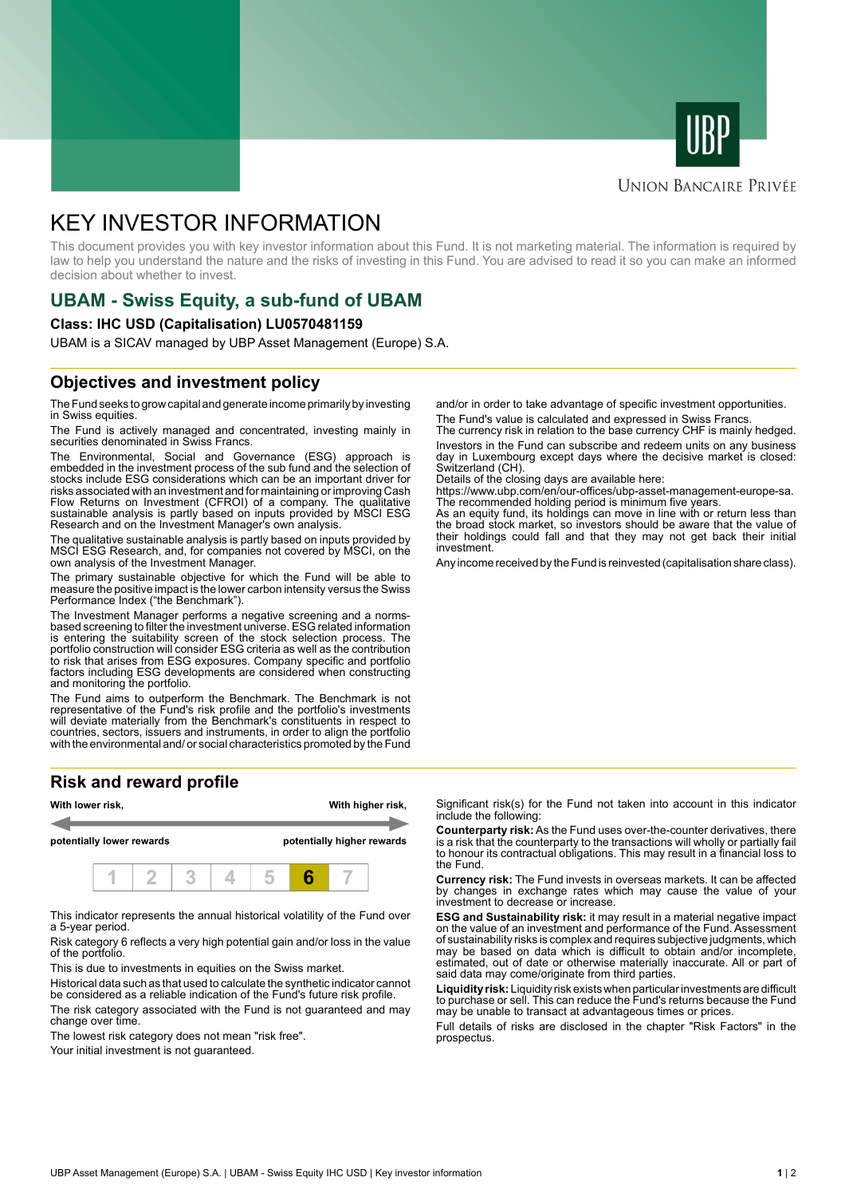UNION BANCAIRE PRIVÉE

# KEY INVESTOR INFORMATION

This document provides you with key investor information about this Fund. It is not marketing material. The information is required by law to help you understand the nature and the risks of investing in this Fund. You are advised to read it so you can make an informed decision about whether to invest.

## UBAM - Swiss Equity, a sub-fund of UBAM

**Class: IHC USD (Capitalisation) LU0570481159**

UBAM is a SICAV managed by UBP Asset Management (Europe) S.A.

## Objectives and investment policy

The Fund seeks to grow capital and generate income primarily by investing in Swiss equities.

The Fund is actively managed and concentrated, investing mainly in securities denominated in Swiss Francs.

The Environmental, Social and Governance (ESG) approach is embedded in the investment process of the sub fund and the selection of stocks include ESG considerations which can be an important driver for risks associated with an investment and for maintaining or improving Cash Flow Returns on Investment (CFROI) of a company. The qualitative sustainable analysis is partly based on inputs provided by MSCI ESG Research and on the Investment Manager's own analysis.

The qualitative sustainable analysis is partly based on inputs provided by MSCI ESG Research, and, for companies not covered by MSCI, on the own analysis of the Investment Manager.

The primary sustainable objective for which the Fund will be able to measure the positive impact is the lower carbon intensity versus the Swiss Performance Index ("the Benchmark").

The Investment Manager performs a negative screening and a norms-based screening to filter the investment universe. ESG related information is entering the suitability screen of the stock selection process. The portfolio construction will consider ESG criteria as well as the contribution to risk that arises from ESG exposures. Company specific and portfolio factors including ESG developments are considered when constructing and monitoring the portfolio.

The Fund aims to outperform the Benchmark. The Benchmark is not representative of the Fund's risk profile and the portfolio's investments will deviate materially from the Benchmark's constituents in respect to countries, sectors, issuers and instruments, in order to align the portfolio with the environmental and/ or social characteristics promoted by the Fund and/or in order to take advantage of specific investment opportunities.

The Fund's value is calculated and expressed in Swiss Francs.

The currency risk in relation to the base currency CHF is mainly hedged.

Investors in the Fund can subscribe and redeem units on any business day in Luxembourg except days where the decisive market is closed: Switzerland (CH).

Details of the closing days are available here:

https://www.ubp.com/en/our-offices/ubp-asset-management-europe-sa.

The recommended holding period is minimum five years.

As an equity fund, its holdings can move in line with or return less than the broad stock market, so investors should be aware that the value of their holdings could fall and that they may not get back their initial investment.

Any income received by the Fund is reinvested (capitalisation share class).

## Risk and reward profile

| **With lower risk,** | | | | | | **With higher risk,** |
|---|---|---|---|---|---|---|
| **potentially lower rewards** | | | | | | **potentially higher rewards** |
| 1 | 2 | 3 | 4 | 5 | **6** | 7 |

This indicator represents the annual historical volatility of the Fund over a 5-year period.

Risk category 6 reflects a very high potential gain and/or loss in the value of the portfolio.

This is due to investments in equities on the Swiss market.

Historical data such as that used to calculate the synthetic indicator cannot be considered as a reliable indication of the Fund's future risk profile.

The risk category associated with the Fund is not guaranteed and may change over time.

The lowest risk category does not mean "risk free".

Your initial investment is not guaranteed.

Significant risk(s) for the Fund not taken into account in this indicator include the following:

**Counterparty risk:** As the Fund uses over-the-counter derivatives, there is a risk that the counterparty to the transactions will wholly or partially fail to honour its contractual obligations. This may result in a financial loss to the Fund.

**Currency risk:** The Fund invests in overseas markets. It can be affected by changes in exchange rates which may cause the value of your investment to decrease or increase.

**ESG and Sustainability risk:** it may result in a material negative impact on the value of an investment and performance of the Fund. Assessment of sustainability risks is complex and requires subjective judgments, which may be based on data which is difficult to obtain and/or incomplete, estimated, out of date or otherwise materially inaccurate. All or part of said data may come/originate from third parties.

**Liquidity risk:** Liquidity risk exists when particular investments are difficult to purchase or sell. This can reduce the Fund's returns because the Fund may be unable to transact at advantageous times or prices.

Full details of risks are disclosed in the chapter "Risk Factors" in the prospectus.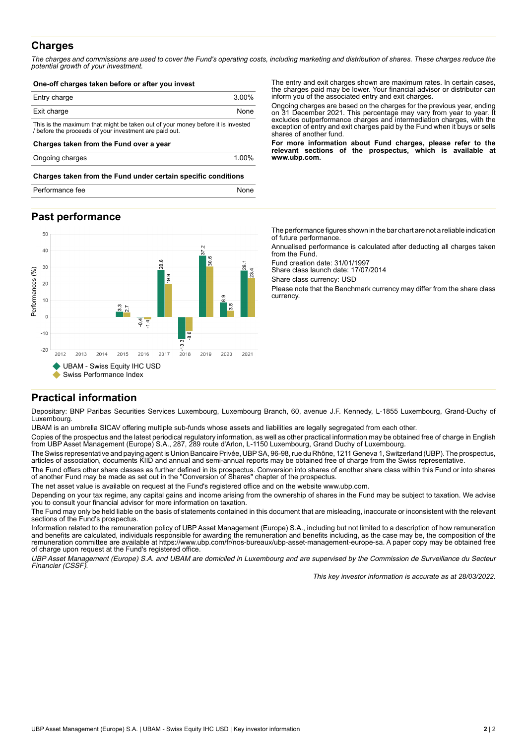## Charges

*The charges and commissions are used to cover the Fund's operating costs, including marketing and distribution of shares. These charges reduce the potential growth of your investment.*

| One-off charges taken before or after you invest | |
|---|---|
| Entry charge | 3.00% |
| Exit charge | None |

This is the maximum that might be taken out of your money before it is invested / before the proceeds of your investment are paid out.

| Charges taken from the Fund over a year | |
|---|---|
| Ongoing charges | 1.00% |

| Charges taken from the Fund under certain specific conditions | |
|---|---|
| Performance fee | None |

The entry and exit charges shown are maximum rates. In certain cases, the charges paid may be lower. Your financial advisor or distributor can inform you of the associated entry and exit charges.

Ongoing charges are based on the charges for the previous year, ending on 31 December 2021. This percentage may vary from year to year. It excludes outperformance charges and intermediation charges, with the exception of entry and exit charges paid by the Fund when it buys or sells shares of another fund.

**For more information about Fund charges, please refer to the relevant sections of the prospectus, which is available at www.ubp.com.**

## Past performance

Performances (%)

50
40
30
20
10
0
-10
-20

2012 2013 2014 2015 2016 2017 2018 2019 2020 2021

3.3 2.7
-0.4 -1.4
28.6 19.9
-13.3 -8.6
37.2 30.6
8.9 3.8
28.1 23.4

UBAM - Swiss Equity IHC USD
Swiss Performance Index

The performance figures shown in the bar chart are not a reliable indication of future performance.

Annualised performance is calculated after deducting all charges taken from the Fund.

Fund creation date: 31/01/1997
Share class launch date: 17/07/2014

Share class currency: USD

Please note that the Benchmark currency may differ from the share class currency.

## Practical information

Depositary: BNP Paribas Securities Services Luxembourg, Luxembourg Branch, 60, avenue J.F. Kennedy, L-1855 Luxembourg, Grand-Duchy of Luxembourg.

UBAM is an umbrella SICAV offering multiple sub-funds whose assets and liabilities are legally segregated from each other.

Copies of the prospectus and the latest periodical regulatory information, as well as other practical information may be obtained free of charge in English from UBP Asset Management (Europe) S.A., 287, 289 route d'Arlon, L-1150 Luxembourg, Grand Duchy of Luxembourg.

The Swiss representative and paying agent is Union Bancaire Privée, UBP SA, 96-98, rue du Rhône, 1211 Geneva 1, Switzerland (UBP). The prospectus, articles of association, documents KIID and annual and semi-annual reports may be obtained free of charge from the Swiss representative.

The Fund offers other share classes as further defined in its prospectus. Conversion into shares of another share class within this Fund or into shares of another Fund may be made as set out in the "Conversion of Shares" chapter of the prospectus.

The net asset value is available on request at the Fund's registered office and on the website www.ubp.com.

Depending on your tax regime, any capital gains and income arising from the ownership of shares in the Fund may be subject to taxation. We advise you to consult your financial advisor for more information on taxation.

The Fund may only be held liable on the basis of statements contained in this document that are misleading, inaccurate or inconsistent with the relevant sections of the Fund's prospectus.

Information related to the remuneration policy of UBP Asset Management (Europe) S.A., including but not limited to a description of how remuneration and benefits are calculated, individuals responsible for awarding the remuneration and benefits including, as the case may be, the composition of the remuneration committee are available at https://www.ubp.com/fr/nos-bureaux/ubp-asset-management-europe-sa. A paper copy may be obtained free of charge upon request at the Fund's registered office.

*UBP Asset Management (Europe) S.A. and UBAM are domiciled in Luxembourg and are supervised by the Commission de Surveillance du Secteur Financier (CSSF).*

*This key investor information is accurate as at 28/03/2022.*